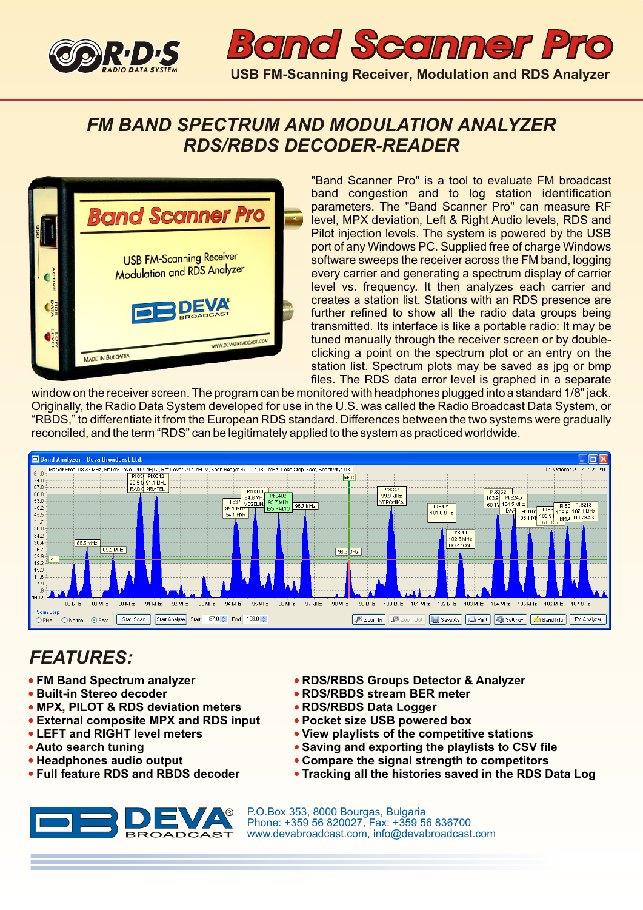# Band Scanner Pro

USB FM-Scanning Receiver, Modulation and RDS Analyzer

## FM BAND SPECTRUM AND MODULATION ANALYZER RDS/RBDS DECODER-READER

"Band Scanner Pro" is a tool to evaluate FM broadcast band congestion and to log station identification parameters. The "Band Scanner Pro" can measure RF level, MPX deviation, Left & Right Audio levels, RDS and Pilot injection levels. The system is powered by the USB port of any Windows PC. Supplied free of charge Windows software sweeps the receiver across the FM band, logging every carrier and generating a spectrum display of carrier level vs. frequency. It then analyzes each carrier and creates a station list. Stations with an RDS presence are further refined to show all the radio data groups being transmitted. Its interface is like a portable radio: It may be tuned manually through the receiver screen or by double-clicking a point on the spectrum plot or an entry on the station list. Spectrum plots may be saved as jpg or bmp files. The RDS data error level is graphed in a separate window on the receiver screen. The program can be monitored with headphones plugged into a standard 1/8" jack. Originally, the Radio Data System developed for use in the U.S. was called the Radio Broadcast Data System, or "RBDS," to differentiate it from the European RDS standard. Differences between the two systems were gradually reconciled, and the term "RDS" can be legitimately applied to the system as practiced worldwide.

## FEATURES:

- FM Band Spectrum analyzer
- Built-in Stereo decoder
- MPX, PILOT & RDS deviation meters
- External composite MPX and RDS input
- LEFT and RIGHT level meters
- Auto search tuning
- Headphones audio output
- Full feature RDS and RBDS decoder
- RDS/RBDS Groups Detector & Analyzer
- RDS/RBDS stream BER meter
- RDS/RBDS Data Logger
- Pocket size USB powered box
- View playlists of the competitive stations
- Saving and exporting the playlists to CSV file
- Compare the signal strength to competitors
- Tracking all the histories saved in the RDS Data Log

P.O.Box 353, 8000 Bourgas, Bulgaria
Phone: +359 56 820027, Fax: +359 56 836700
www.devabroadcast.com, info@devabroadcast.com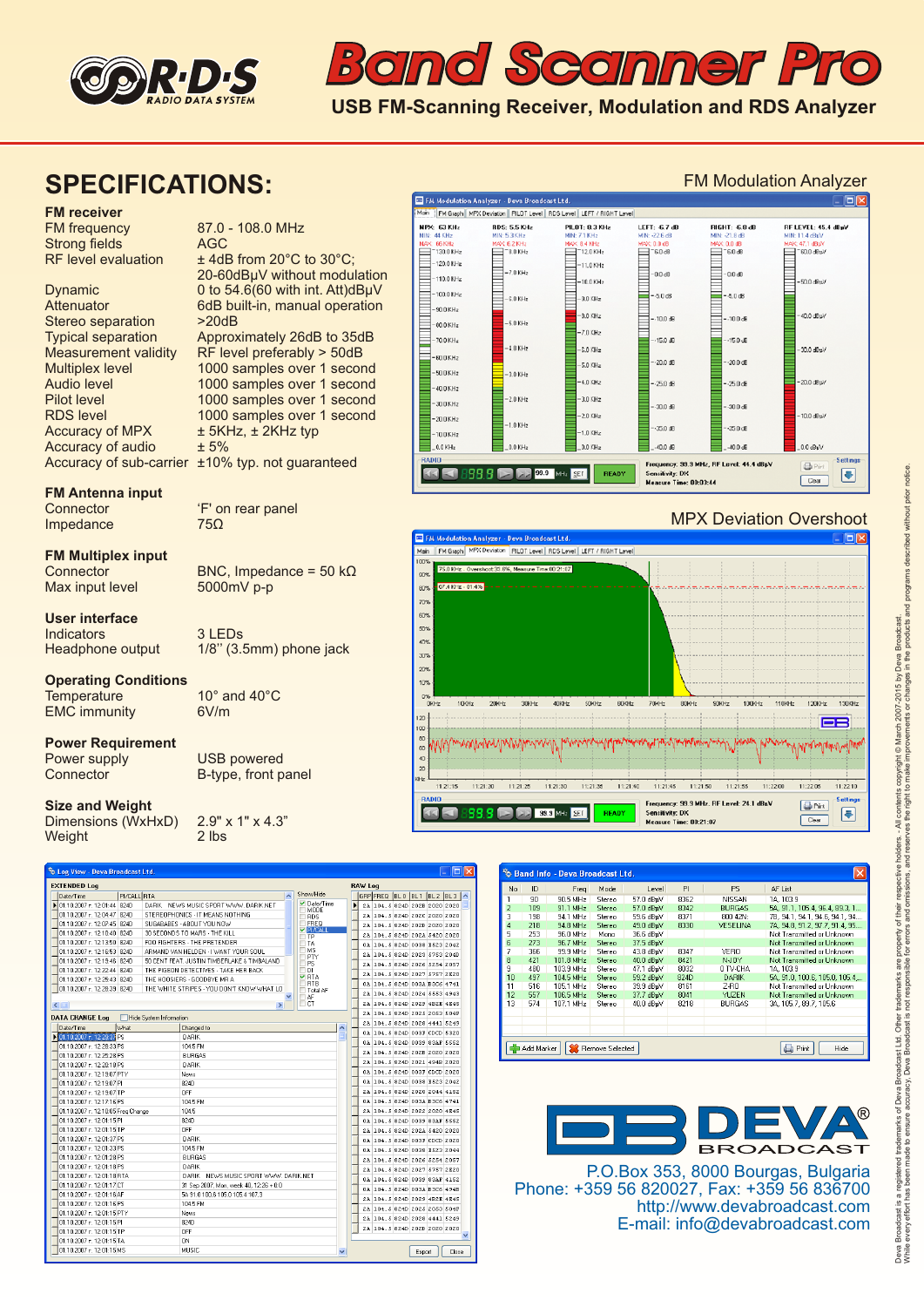# Band Scanner Pro

**USB FM-Scanning Receiver, Modulation and RDS Analyzer**

## SPECIFICATIONS:

### FM receiver

| | |
|---|---|
| FM frequency | 87.0 - 108.0 MHz |
| Strong fields | AGC |
| RF level evaluation | ± 4dB from 20°C to 30°C; 20-60dBμV without modulation |
| Dynamic | 0 to 54.6(60 with int. Att)dBμV |
| Attenuator | 6dB built-in, manual operation |
| Stereo separation | >20dB |
| Typical separation | Approximately 26dB to 35dB |
| Measurement validity | RF level preferably > 50dB |
| Multiplex level | 1000 samples over 1 second |
| Audio level | 1000 samples over 1 second |
| Pilot level | 1000 samples over 1 second |
| RDS level | 1000 samples over 1 second |
| Accuracy of MPX | ± 5KHz, ± 2KHz typ |
| Accuracy of audio | ± 5% |
| Accuracy of sub-carrier | ±10% typ. not guaranteed |

### FM Antenna input

| | |
|---|---|
| Connector | 'F' on rear panel |
| Impedance | 75Ω |

### FM Multiplex input

| | |
|---|---|
| Connector | BNC, Impedance = 50 kΩ |
| Max input level | 5000mV p-p |

### User interface

| | |
|---|---|
| Indicators | 3 LEDs |
| Headphone output | 1/8'' (3.5mm) phone jack |

### Operating Conditions

| | |
|---|---|
| Temperature | 10° and 40°C |
| EMC immunity | 6V/m |

### Power Requirement

| | |
|---|---|
| Power supply | USB powered |
| Connector | B-type, front panel |

### Size and Weight

| | |
|---|---|
| Dimensions (WxHxD) | 2.9" x 1" x 4.3" |
| Weight | 2 lbs |

FM Modulation Analyzer

MPX Deviation Overshoot

DEVA BROADCAST

P.O.Box 353, 8000 Bourgas, Bulgaria
Phone: +359 56 820027, Fax: +359 56 836700
http://www.devabroadcast.com
E-mail: info@devabroadcast.com

Deva Broadcast is a registered trademarks of Deva Broadcast Ltd. Other trademarks are property of their respective holders. - All contents copyright © March 2007-2015 by Deva Broadcast. While every effort has been made to ensure accuracy, Deva Broadcast is not responsible for errors and omissions, and reserves the right to make improvements or changes in the products and programs described without prior notice.